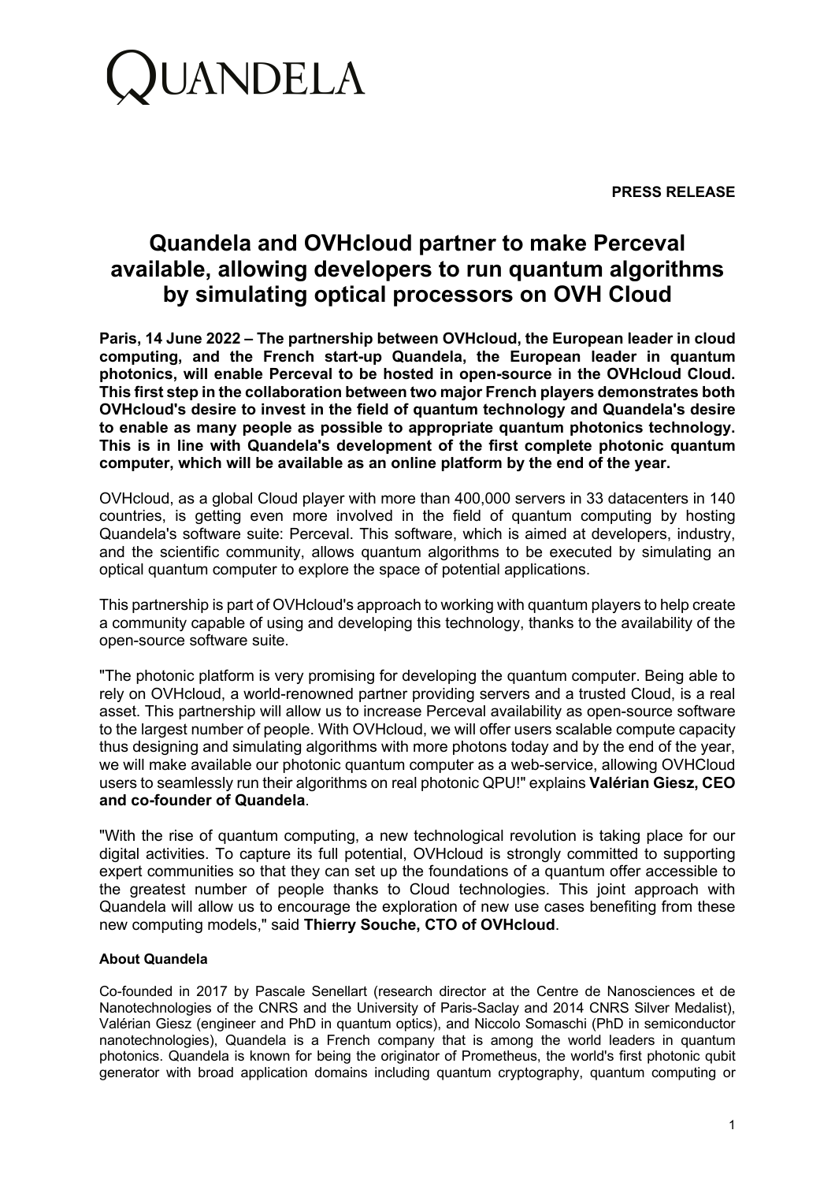# QUANDELA

**PRESS RELEASE**

## Quandela and OVHcloud partner to make Perceval available, allowing developers to run quantum algorithms by simulating optical processors on OVH Cloud

**Paris, 14 June 2022 – The partnership between OVHcloud, the European leader in cloud computing, and the French start-up Quandela, the European leader in quantum photonics, will enable Perceval to be hosted in open-source in the OVHcloud Cloud. This first step in the collaboration between two major French players demonstrates both OVHcloud's desire to invest in the field of quantum technology and Quandela's desire to enable as many people as possible to appropriate quantum photonics technology. This is in line with Quandela's development of the first complete photonic quantum computer, which will be available as an online platform by the end of the year.**

OVHcloud, as a global Cloud player with more than 400,000 servers in 33 datacenters in 140 countries, is getting even more involved in the field of quantum computing by hosting Quandela's software suite: Perceval. This software, which is aimed at developers, industry, and the scientific community, allows quantum algorithms to be executed by simulating an optical quantum computer to explore the space of potential applications.

This partnership is part of OVHcloud's approach to working with quantum players to help create a community capable of using and developing this technology, thanks to the availability of the open-source software suite.

"The photonic platform is very promising for developing the quantum computer. Being able to rely on OVHcloud, a world-renowned partner providing servers and a trusted Cloud, is a real asset. This partnership will allow us to increase Perceval availability as open-source software to the largest number of people. With OVHcloud, we will offer users scalable compute capacity thus designing and simulating algorithms with more photons today and by the end of the year, we will make available our photonic quantum computer as a web-service, allowing OVHCloud users to seamlessly run their algorithms on real photonic QPU!" explains **Valérian Giesz, CEO and co-founder of Quandela**.

"With the rise of quantum computing, a new technological revolution is taking place for our digital activities. To capture its full potential, OVHcloud is strongly committed to supporting expert communities so that they can set up the foundations of a quantum offer accessible to the greatest number of people thanks to Cloud technologies. This joint approach with Quandela will allow us to encourage the exploration of new use cases benefiting from these new computing models," said **Thierry Souche, CTO of OVHcloud**.

### About Quandela

Co-founded in 2017 by Pascale Senellart (research director at the Centre de Nanosciences et de Nanotechnologies of the CNRS and the University of Paris-Saclay and 2014 CNRS Silver Medalist), Valérian Giesz (engineer and PhD in quantum optics), and Niccolo Somaschi (PhD in semiconductor nanotechnologies), Quandela is a French company that is among the world leaders in quantum photonics. Quandela is known for being the originator of Prometheus, the world's first photonic qubit generator with broad application domains including quantum cryptography, quantum computing or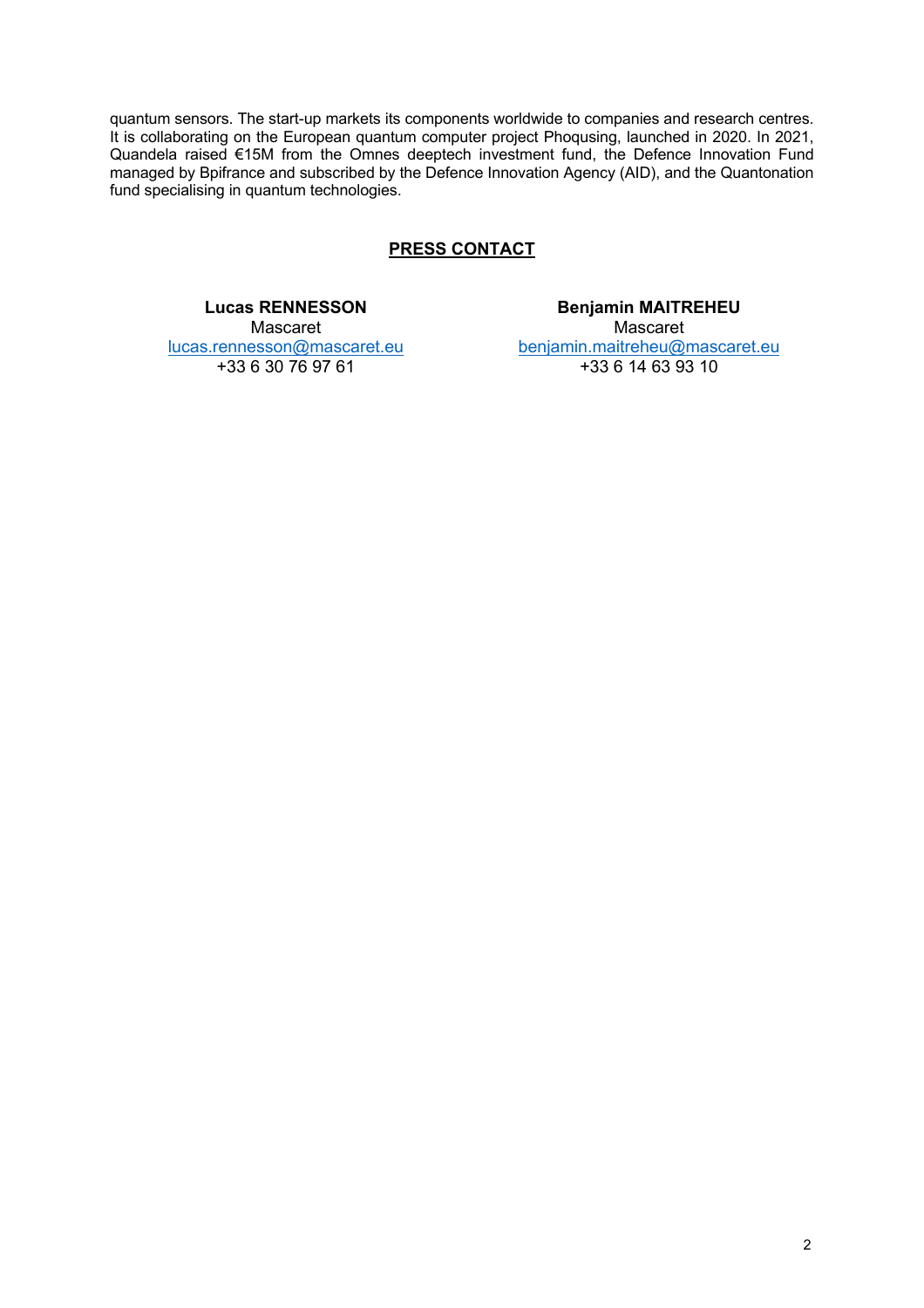quantum sensors. The start-up markets its components worldwide to companies and research centres. It is collaborating on the European quantum computer project Phoqusing, launched in 2020. In 2021, Quandela raised €15M from the Omnes deeptech investment fund, the Defence Innovation Fund managed by Bpifrance and subscribed by the Defence Innovation Agency (AID), and the Quantonation fund specialising in quantum technologies.

## PRESS CONTACT

**Lucas RENNESSON**
Mascaret
lucas.rennesson@mascaret.eu
+33 6 30 76 97 61

**Benjamin MAITREHEU**
Mascaret
benjamin.maitreheu@mascaret.eu
+33 6 14 63 93 10